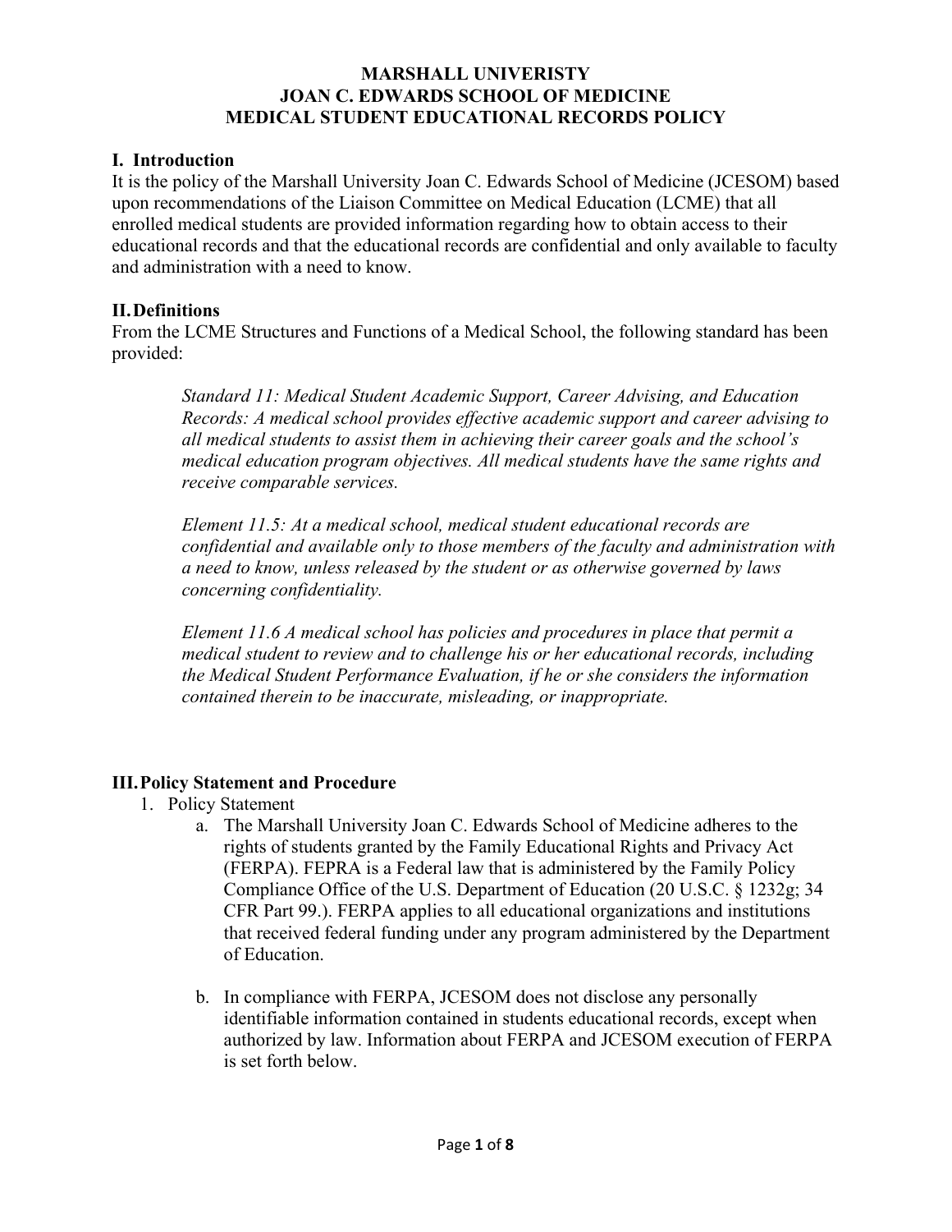# MARSHALL UNIVERISTY
# JOAN C. EDWARDS SCHOOL OF MEDICINE
# MEDICAL STUDENT EDUCATIONAL RECORDS POLICY

## I. Introduction

It is the policy of the Marshall University Joan C. Edwards School of Medicine (JCESOM) based upon recommendations of the Liaison Committee on Medical Education (LCME) that all enrolled medical students are provided information regarding how to obtain access to their educational records and that the educational records are confidential and only available to faculty and administration with a need to know.

## II. Definitions

From the LCME Structures and Functions of a Medical School, the following standard has been provided:

> *Standard 11: Medical Student Academic Support, Career Advising, and Education Records: A medical school provides effective academic support and career advising to all medical students to assist them in achieving their career goals and the school's medical education program objectives. All medical students have the same rights and receive comparable services.*
>
> *Element 11.5: At a medical school, medical student educational records are confidential and available only to those members of the faculty and administration with a need to know, unless released by the student or as otherwise governed by laws concerning confidentiality.*
>
> *Element 11.6 A medical school has policies and procedures in place that permit a medical student to review and to challenge his or her educational records, including the Medical Student Performance Evaluation, if he or she considers the information contained therein to be inaccurate, misleading, or inappropriate.*

## III. Policy Statement and Procedure

1. Policy Statement
   a. The Marshall University Joan C. Edwards School of Medicine adheres to the rights of students granted by the Family Educational Rights and Privacy Act (FERPA). FEPRA is a Federal law that is administered by the Family Policy Compliance Office of the U.S. Department of Education (20 U.S.C. § 1232g; 34 CFR Part 99.). FERPA applies to all educational organizations and institutions that received federal funding under any program administered by the Department of Education.

   b. In compliance with FERPA, JCESOM does not disclose any personally identifiable information contained in students educational records, except when authorized by law. Information about FERPA and JCESOM execution of FERPA is set forth below.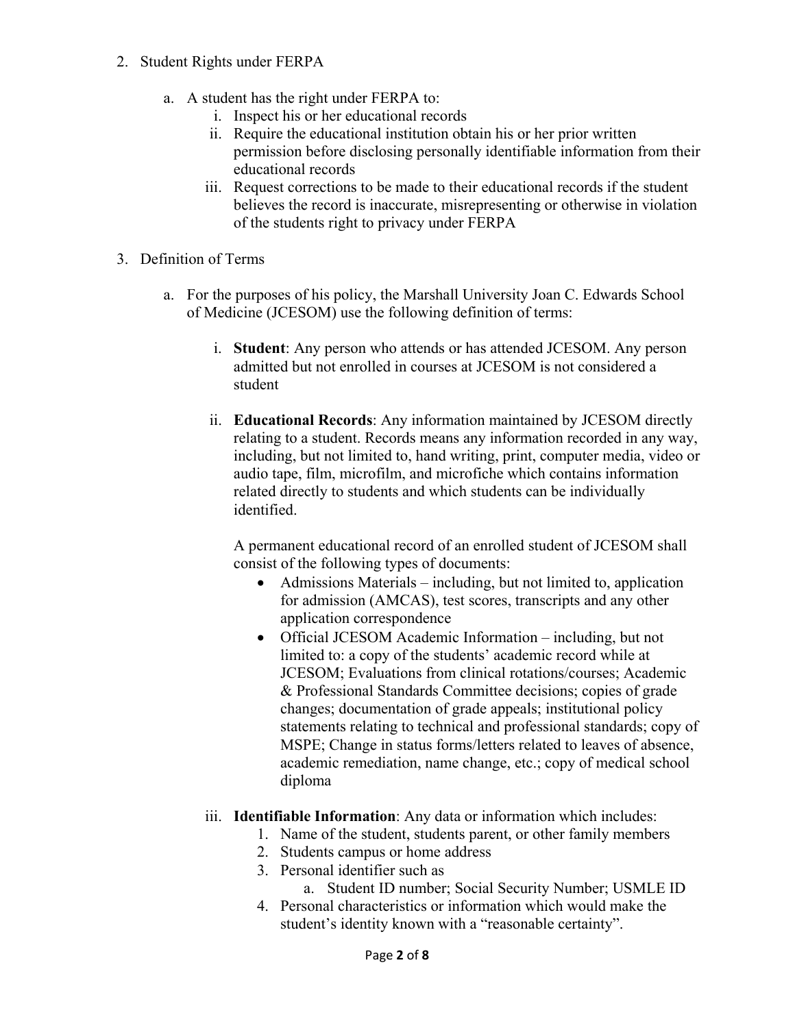2. Student Rights under FERPA

   a. A student has the right under FERPA to:
      i. Inspect his or her educational records
      ii. Require the educational institution obtain his or her prior written permission before disclosing personally identifiable information from their educational records
      iii. Request corrections to be made to their educational records if the student believes the record is inaccurate, misrepresenting or otherwise in violation of the students right to privacy under FERPA

3. Definition of Terms

   a. For the purposes of his policy, the Marshall University Joan C. Edwards School of Medicine (JCESOM) use the following definition of terms:

      i. **Student**: Any person who attends or has attended JCESOM. Any person admitted but not enrolled in courses at JCESOM is not considered a student

      ii. **Educational Records**: Any information maintained by JCESOM directly relating to a student. Records means any information recorded in any way, including, but not limited to, hand writing, print, computer media, video or audio tape, film, microfilm, and microfiche which contains information related directly to students and which students can be individually identified.

         A permanent educational record of an enrolled student of JCESOM shall consist of the following types of documents:
         - Admissions Materials – including, but not limited to, application for admission (AMCAS), test scores, transcripts and any other application correspondence
         - Official JCESOM Academic Information – including, but not limited to: a copy of the students' academic record while at JCESOM; Evaluations from clinical rotations/courses; Academic & Professional Standards Committee decisions; copies of grade changes; documentation of grade appeals; institutional policy statements relating to technical and professional standards; copy of MSPE; Change in status forms/letters related to leaves of absence, academic remediation, name change, etc.; copy of medical school diploma

      iii. **Identifiable Information**: Any data or information which includes:
         1. Name of the student, students parent, or other family members
         2. Students campus or home address
         3. Personal identifier such as
            a. Student ID number; Social Security Number; USMLE ID
         4. Personal characteristics or information which would make the student's identity known with a "reasonable certainty".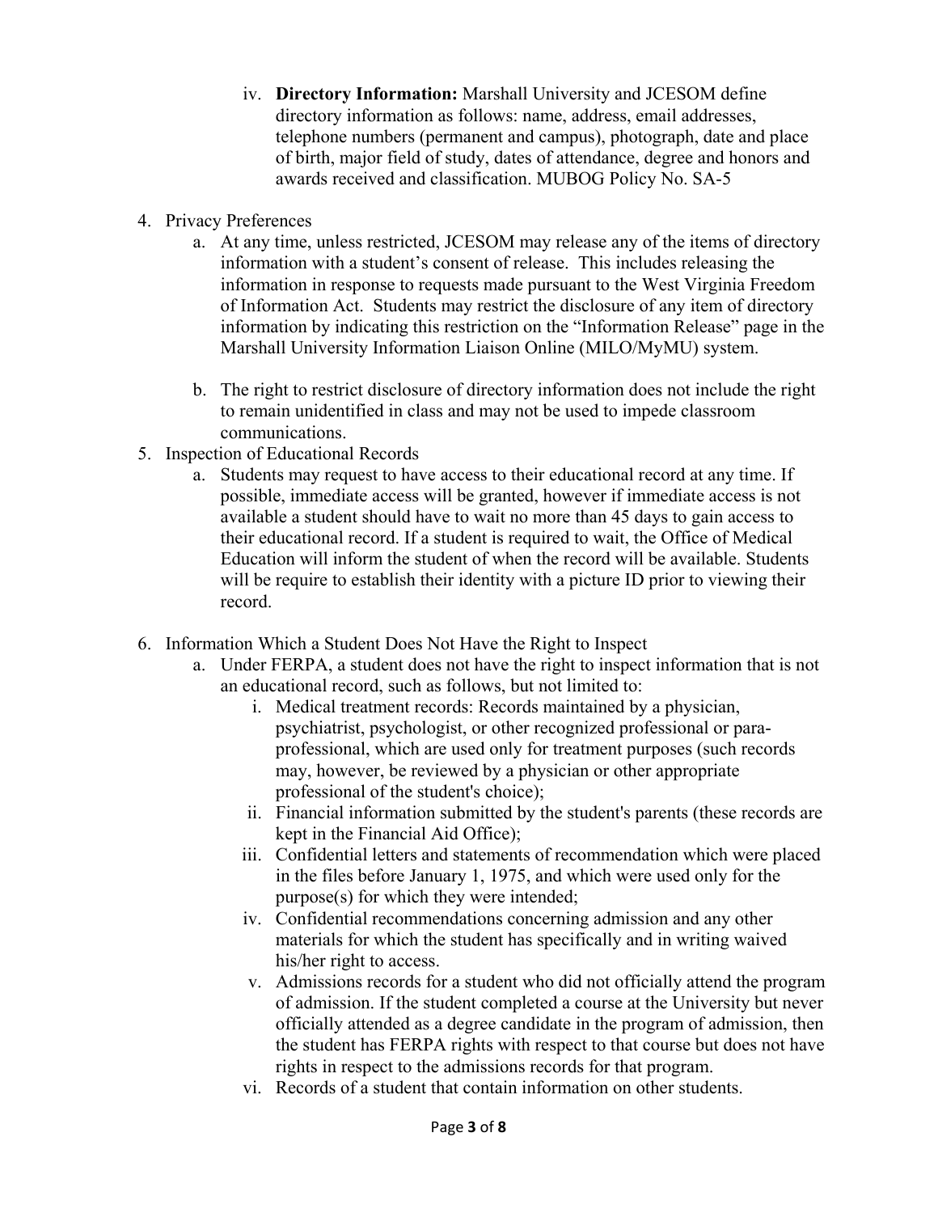iv. **Directory Information:** Marshall University and JCESOM define directory information as follows: name, address, email addresses, telephone numbers (permanent and campus), photograph, date and place of birth, major field of study, dates of attendance, degree and honors and awards received and classification. MUBOG Policy No. SA-5

4. Privacy Preferences
   a. At any time, unless restricted, JCESOM may release any of the items of directory information with a student's consent of release. This includes releasing the information in response to requests made pursuant to the West Virginia Freedom of Information Act. Students may restrict the disclosure of any item of directory information by indicating this restriction on the "Information Release" page in the Marshall University Information Liaison Online (MILO/MyMU) system.

   b. The right to restrict disclosure of directory information does not include the right to remain unidentified in class and may not be used to impede classroom communications.

5. Inspection of Educational Records
   a. Students may request to have access to their educational record at any time. If possible, immediate access will be granted, however if immediate access is not available a student should have to wait no more than 45 days to gain access to their educational record. If a student is required to wait, the Office of Medical Education will inform the student of when the record will be available. Students will be require to establish their identity with a picture ID prior to viewing their record.

6. Information Which a Student Does Not Have the Right to Inspect
   a. Under FERPA, a student does not have the right to inspect information that is not an educational record, such as follows, but not limited to:
      i. Medical treatment records: Records maintained by a physician, psychiatrist, psychologist, or other recognized professional or para-professional, which are used only for treatment purposes (such records may, however, be reviewed by a physician or other appropriate professional of the student's choice);
      ii. Financial information submitted by the student's parents (these records are kept in the Financial Aid Office);
      iii. Confidential letters and statements of recommendation which were placed in the files before January 1, 1975, and which were used only for the purpose(s) for which they were intended;
      iv. Confidential recommendations concerning admission and any other materials for which the student has specifically and in writing waived his/her right to access.
      v. Admissions records for a student who did not officially attend the program of admission. If the student completed a course at the University but never officially attended as a degree candidate in the program of admission, then the student has FERPA rights with respect to that course but does not have rights in respect to the admissions records for that program.
      vi. Records of a student that contain information on other students.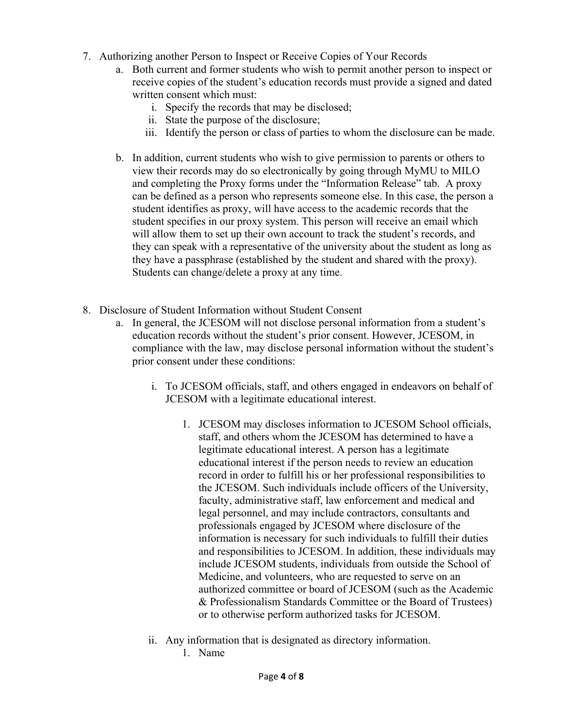7. Authorizing another Person to Inspect or Receive Copies of Your Records
   a. Both current and former students who wish to permit another person to inspect or receive copies of the student's education records must provide a signed and dated written consent which must:
      i. Specify the records that may be disclosed;
      ii. State the purpose of the disclosure;
      iii. Identify the person or class of parties to whom the disclosure can be made.

   b. In addition, current students who wish to give permission to parents or others to view their records may do so electronically by going through MyMU to MILO and completing the Proxy forms under the "Information Release" tab. A proxy can be defined as a person who represents someone else. In this case, the person a student identifies as proxy, will have access to the academic records that the student specifies in our proxy system. This person will receive an email which will allow them to set up their own account to track the student's records, and they can speak with a representative of the university about the student as long as they have a passphrase (established by the student and shared with the proxy). Students can change/delete a proxy at any time.

8. Disclosure of Student Information without Student Consent
   a. In general, the JCESOM will not disclose personal information from a student's education records without the student's prior consent. However, JCESOM, in compliance with the law, may disclose personal information without the student's prior consent under these conditions:

      i. To JCESOM officials, staff, and others engaged in endeavors on behalf of JCESOM with a legitimate educational interest.

         1. JCESOM may discloses information to JCESOM School officials, staff, and others whom the JCESOM has determined to have a legitimate educational interest. A person has a legitimate educational interest if the person needs to review an education record in order to fulfill his or her professional responsibilities to the JCESOM. Such individuals include officers of the University, faculty, administrative staff, law enforcement and medical and legal personnel, and may include contractors, consultants and professionals engaged by JCESOM where disclosure of the information is necessary for such individuals to fulfill their duties and responsibilities to JCESOM. In addition, these individuals may include JCESOM students, individuals from outside the School of Medicine, and volunteers, who are requested to serve on an authorized committee or board of JCESOM (such as the Academic & Professionalism Standards Committee or the Board of Trustees) or to otherwise perform authorized tasks for JCESOM.

      ii. Any information that is designated as directory information.
         1. Name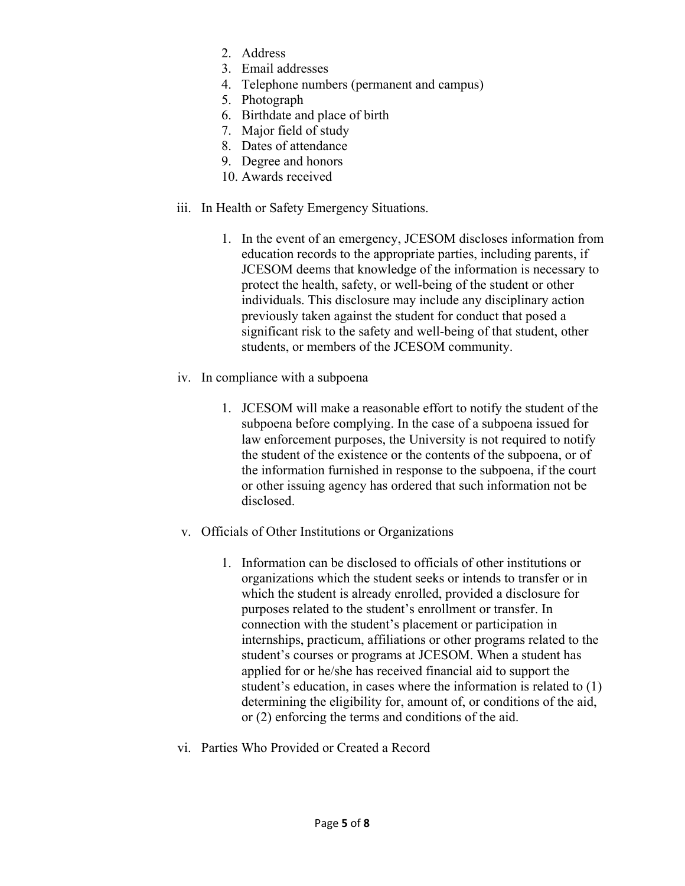2. Address
3. Email addresses
4. Telephone numbers (permanent and campus)
5. Photograph
6. Birthdate and place of birth
7. Major field of study
8. Dates of attendance
9. Degree and honors
10. Awards received

iii. In Health or Safety Emergency Situations.

1. In the event of an emergency, JCESOM discloses information from education records to the appropriate parties, including parents, if JCESOM deems that knowledge of the information is necessary to protect the health, safety, or well-being of the student or other individuals. This disclosure may include any disciplinary action previously taken against the student for conduct that posed a significant risk to the safety and well-being of that student, other students, or members of the JCESOM community.

iv. In compliance with a subpoena

1. JCESOM will make a reasonable effort to notify the student of the subpoena before complying. In the case of a subpoena issued for law enforcement purposes, the University is not required to notify the student of the existence or the contents of the subpoena, or of the information furnished in response to the subpoena, if the court or other issuing agency has ordered that such information not be disclosed.

v. Officials of Other Institutions or Organizations

1. Information can be disclosed to officials of other institutions or organizations which the student seeks or intends to transfer or in which the student is already enrolled, provided a disclosure for purposes related to the student's enrollment or transfer. In connection with the student's placement or participation in internships, practicum, affiliations or other programs related to the student's courses or programs at JCESOM. When a student has applied for or he/she has received financial aid to support the student's education, in cases where the information is related to (1) determining the eligibility for, amount of, or conditions of the aid, or (2) enforcing the terms and conditions of the aid.

vi. Parties Who Provided or Created a Record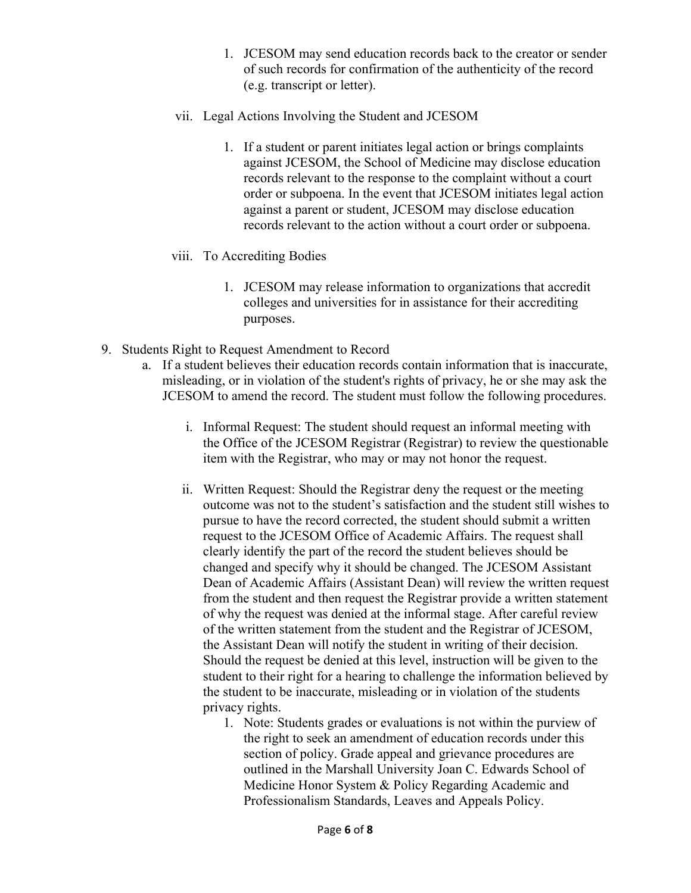1. JCESOM may send education records back to the creator or sender of such records for confirmation of the authenticity of the record (e.g. transcript or letter).

vii. Legal Actions Involving the Student and JCESOM

1. If a student or parent initiates legal action or brings complaints against JCESOM, the School of Medicine may disclose education records relevant to the response to the complaint without a court order or subpoena. In the event that JCESOM initiates legal action against a parent or student, JCESOM may disclose education records relevant to the action without a court order or subpoena.

viii. To Accrediting Bodies

1. JCESOM may release information to organizations that accredit colleges and universities for in assistance for their accrediting purposes.

9. Students Right to Request Amendment to Record
   a. If a student believes their education records contain information that is inaccurate, misleading, or in violation of the student's rights of privacy, he or she may ask the JCESOM to amend the record. The student must follow the following procedures.

      i. Informal Request: The student should request an informal meeting with the Office of the JCESOM Registrar (Registrar) to review the questionable item with the Registrar, who may or may not honor the request.

      ii. Written Request: Should the Registrar deny the request or the meeting outcome was not to the student's satisfaction and the student still wishes to pursue to have the record corrected, the student should submit a written request to the JCESOM Office of Academic Affairs. The request shall clearly identify the part of the record the student believes should be changed and specify why it should be changed. The JCESOM Assistant Dean of Academic Affairs (Assistant Dean) will review the written request from the student and then request the Registrar provide a written statement of why the request was denied at the informal stage. After careful review of the written statement from the student and the Registrar of JCESOM, the Assistant Dean will notify the student in writing of their decision. Should the request be denied at this level, instruction will be given to the student to their right for a hearing to challenge the information believed by the student to be inaccurate, misleading or in violation of the students privacy rights.

         1. Note: Students grades or evaluations is not within the purview of the right to seek an amendment of education records under this section of policy. Grade appeal and grievance procedures are outlined in the Marshall University Joan C. Edwards School of Medicine Honor System & Policy Regarding Academic and Professionalism Standards, Leaves and Appeals Policy.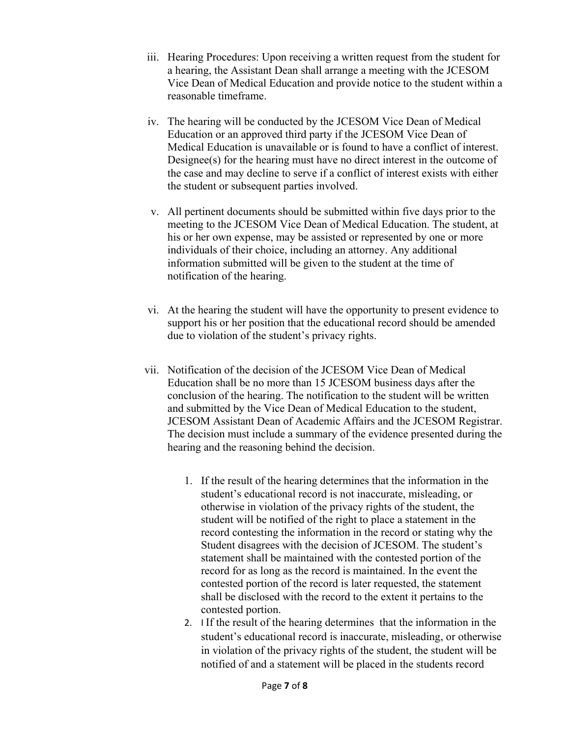iii. Hearing Procedures: Upon receiving a written request from the student for a hearing, the Assistant Dean shall arrange a meeting with the JCESOM Vice Dean of Medical Education and provide notice to the student within a reasonable timeframe.

iv. The hearing will be conducted by the JCESOM Vice Dean of Medical Education or an approved third party if the JCESOM Vice Dean of Medical Education is unavailable or is found to have a conflict of interest. Designee(s) for the hearing must have no direct interest in the outcome of the case and may decline to serve if a conflict of interest exists with either the student or subsequent parties involved.

v. All pertinent documents should be submitted within five days prior to the meeting to the JCESOM Vice Dean of Medical Education. The student, at his or her own expense, may be assisted or represented by one or more individuals of their choice, including an attorney. Any additional information submitted will be given to the student at the time of notification of the hearing.

vi. At the hearing the student will have the opportunity to present evidence to support his or her position that the educational record should be amended due to violation of the student's privacy rights.

vii. Notification of the decision of the JCESOM Vice Dean of Medical Education shall be no more than 15 JCESOM business days after the conclusion of the hearing. The notification to the student will be written and submitted by the Vice Dean of Medical Education to the student, JCESOM Assistant Dean of Academic Affairs and the JCESOM Registrar. The decision must include a summary of the evidence presented during the hearing and the reasoning behind the decision.

1. If the result of the hearing determines that the information in the student's educational record is not inaccurate, misleading, or otherwise in violation of the privacy rights of the student, the student will be notified of the right to place a statement in the record contesting the information in the record or stating why the Student disagrees with the decision of JCESOM. The student's statement shall be maintained with the contested portion of the record for as long as the record is maintained. In the event the contested portion of the record is later requested, the statement shall be disclosed with the record to the extent it pertains to the contested portion.
2. I If the result of the hearing determines that the information in the student's educational record is inaccurate, misleading, or otherwise in violation of the privacy rights of the student, the student will be notified of and a statement will be placed in the students record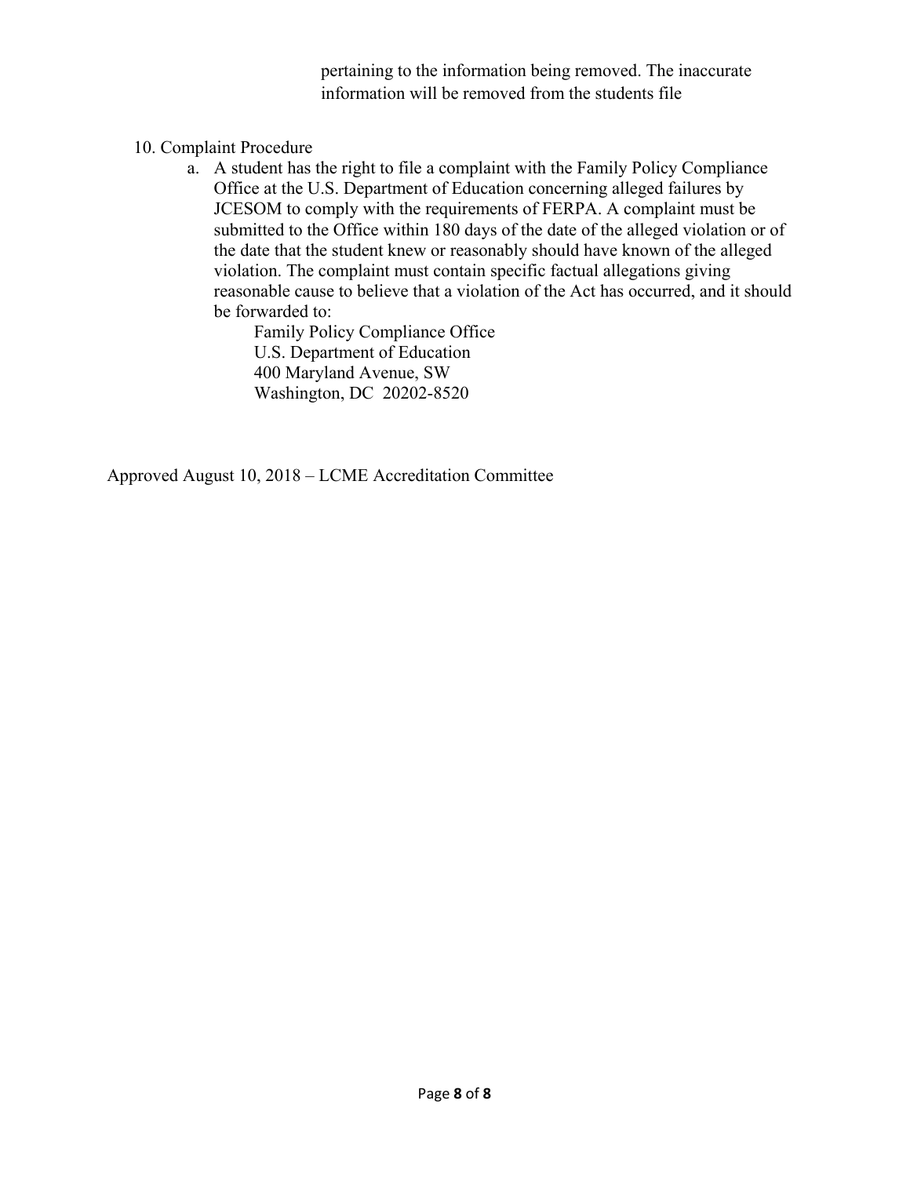pertaining to the information being removed. The inaccurate information will be removed from the students file

10. Complaint Procedure
    a. A student has the right to file a complaint with the Family Policy Compliance Office at the U.S. Department of Education concerning alleged failures by JCESOM to comply with the requirements of FERPA. A complaint must be submitted to the Office within 180 days of the date of the alleged violation or of the date that the student knew or reasonably should have known of the alleged violation. The complaint must contain specific factual allegations giving reasonable cause to believe that a violation of the Act has occurred, and it should be forwarded to:

       Family Policy Compliance Office
       U.S. Department of Education
       400 Maryland Avenue, SW
       Washington, DC 20202-8520

Approved August 10, 2018 – LCME Accreditation Committee